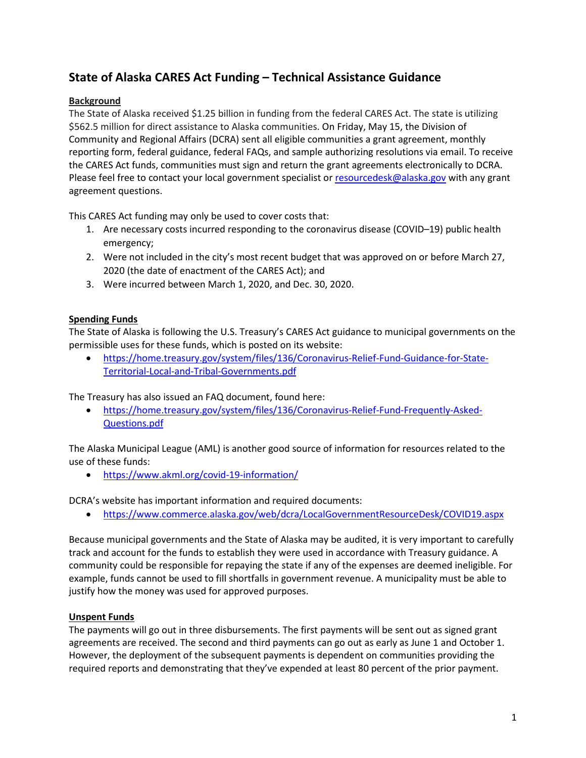# State of Alaska CARES Act Funding – Technical Assistance Guidance

## Background

The State of Alaska received $1.25 billion in funding from the federal CARES Act. The state is utilizing $562.5 million for direct assistance to Alaska communities. On Friday, May 15, the Division of Community and Regional Affairs (DCRA) sent all eligible communities a grant agreement, monthly reporting form, federal guidance, federal FAQs, and sample authorizing resolutions via email. To receive the CARES Act funds, communities must sign and return the grant agreements electronically to DCRA. Please feel free to contact your local government specialist or resourcedesk@alaska.gov with any grant agreement questions.

This CARES Act funding may only be used to cover costs that:

1. Are necessary costs incurred responding to the coronavirus disease (COVID–19) public health emergency;
2. Were not included in the city's most recent budget that was approved on or before March 27, 2020 (the date of enactment of the CARES Act); and
3. Were incurred between March 1, 2020, and Dec. 30, 2020.

## Spending Funds

The State of Alaska is following the U.S. Treasury's CARES Act guidance to municipal governments on the permissible uses for these funds, which is posted on its website:

- https://home.treasury.gov/system/files/136/Coronavirus-Relief-Fund-Guidance-for-State-Territorial-Local-and-Tribal-Governments.pdf

The Treasury has also issued an FAQ document, found here:

- https://home.treasury.gov/system/files/136/Coronavirus-Relief-Fund-Frequently-Asked-Questions.pdf

The Alaska Municipal League (AML) is another good source of information for resources related to the use of these funds:

- https://www.akml.org/covid-19-information/

DCRA's website has important information and required documents:

- https://www.commerce.alaska.gov/web/dcra/LocalGovernmentResourceDesk/COVID19.aspx

Because municipal governments and the State of Alaska may be audited, it is very important to carefully track and account for the funds to establish they were used in accordance with Treasury guidance. A community could be responsible for repaying the state if any of the expenses are deemed ineligible. For example, funds cannot be used to fill shortfalls in government revenue. A municipality must be able to justify how the money was used for approved purposes.

## Unspent Funds

The payments will go out in three disbursements. The first payments will be sent out as signed grant agreements are received. The second and third payments can go out as early as June 1 and October 1. However, the deployment of the subsequent payments is dependent on communities providing the required reports and demonstrating that they've expended at least 80 percent of the prior payment.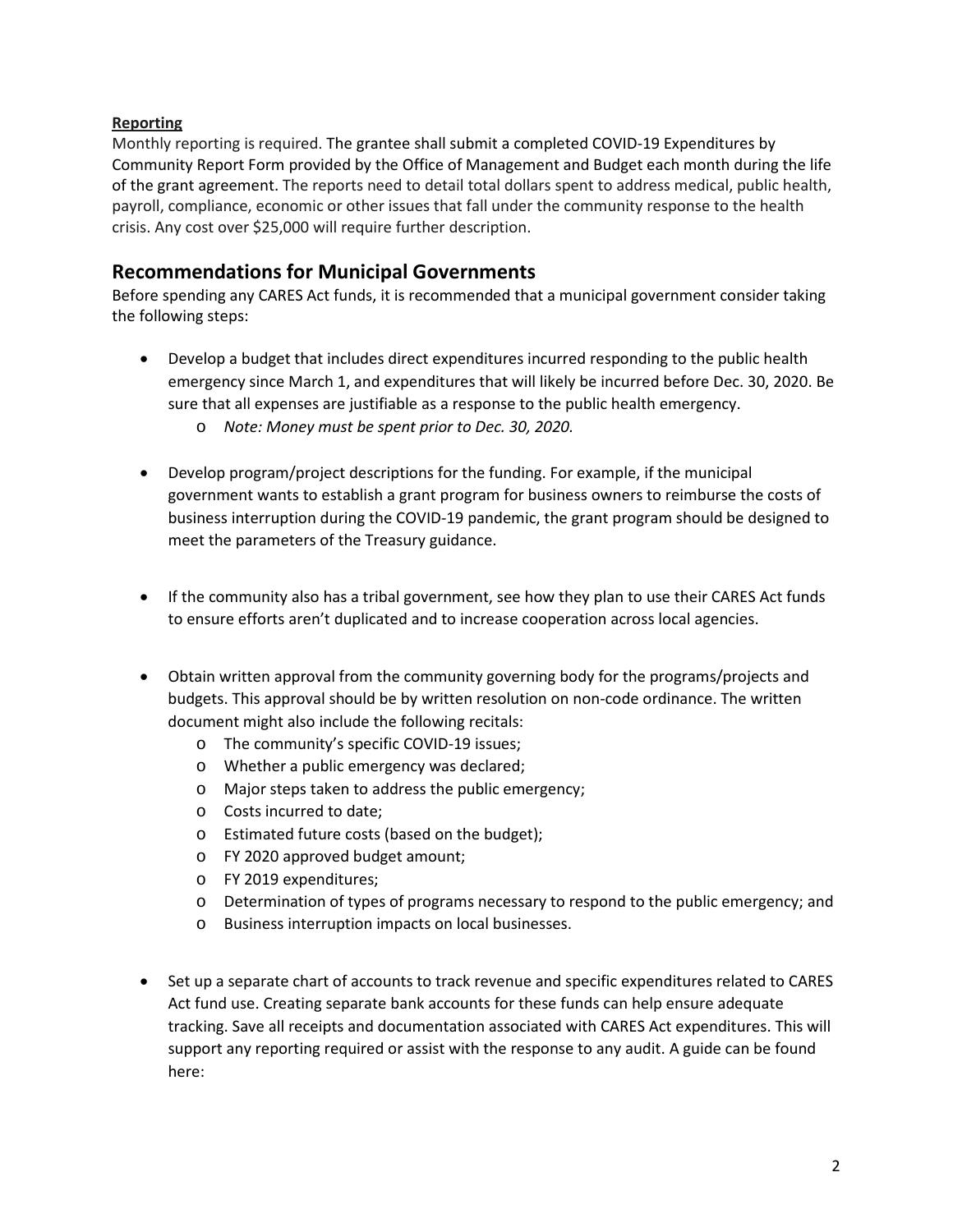**Reporting**

Monthly reporting is required. The grantee shall submit a completed COVID-19 Expenditures by Community Report Form provided by the Office of Management and Budget each month during the life of the grant agreement. The reports need to detail total dollars spent to address medical, public health, payroll, compliance, economic or other issues that fall under the community response to the health crisis. Any cost over $25,000 will require further description.

## Recommendations for Municipal Governments

Before spending any CARES Act funds, it is recommended that a municipal government consider taking the following steps:

- Develop a budget that includes direct expenditures incurred responding to the public health emergency since March 1, and expenditures that will likely be incurred before Dec. 30, 2020. Be sure that all expenses are justifiable as a response to the public health emergency.
  - *Note: Money must be spent prior to Dec. 30, 2020.*

- Develop program/project descriptions for the funding. For example, if the municipal government wants to establish a grant program for business owners to reimburse the costs of business interruption during the COVID-19 pandemic, the grant program should be designed to meet the parameters of the Treasury guidance.

- If the community also has a tribal government, see how they plan to use their CARES Act funds to ensure efforts aren't duplicated and to increase cooperation across local agencies.

- Obtain written approval from the community governing body for the programs/projects and budgets. This approval should be by written resolution on non-code ordinance. The written document might also include the following recitals:
  - The community's specific COVID-19 issues;
  - Whether a public emergency was declared;
  - Major steps taken to address the public emergency;
  - Costs incurred to date;
  - Estimated future costs (based on the budget);
  - FY 2020 approved budget amount;
  - FY 2019 expenditures;
  - Determination of types of programs necessary to respond to the public emergency; and
  - Business interruption impacts on local businesses.

- Set up a separate chart of accounts to track revenue and specific expenditures related to CARES Act fund use. Creating separate bank accounts for these funds can help ensure adequate tracking. Save all receipts and documentation associated with CARES Act expenditures. This will support any reporting required or assist with the response to any audit. A guide can be found here: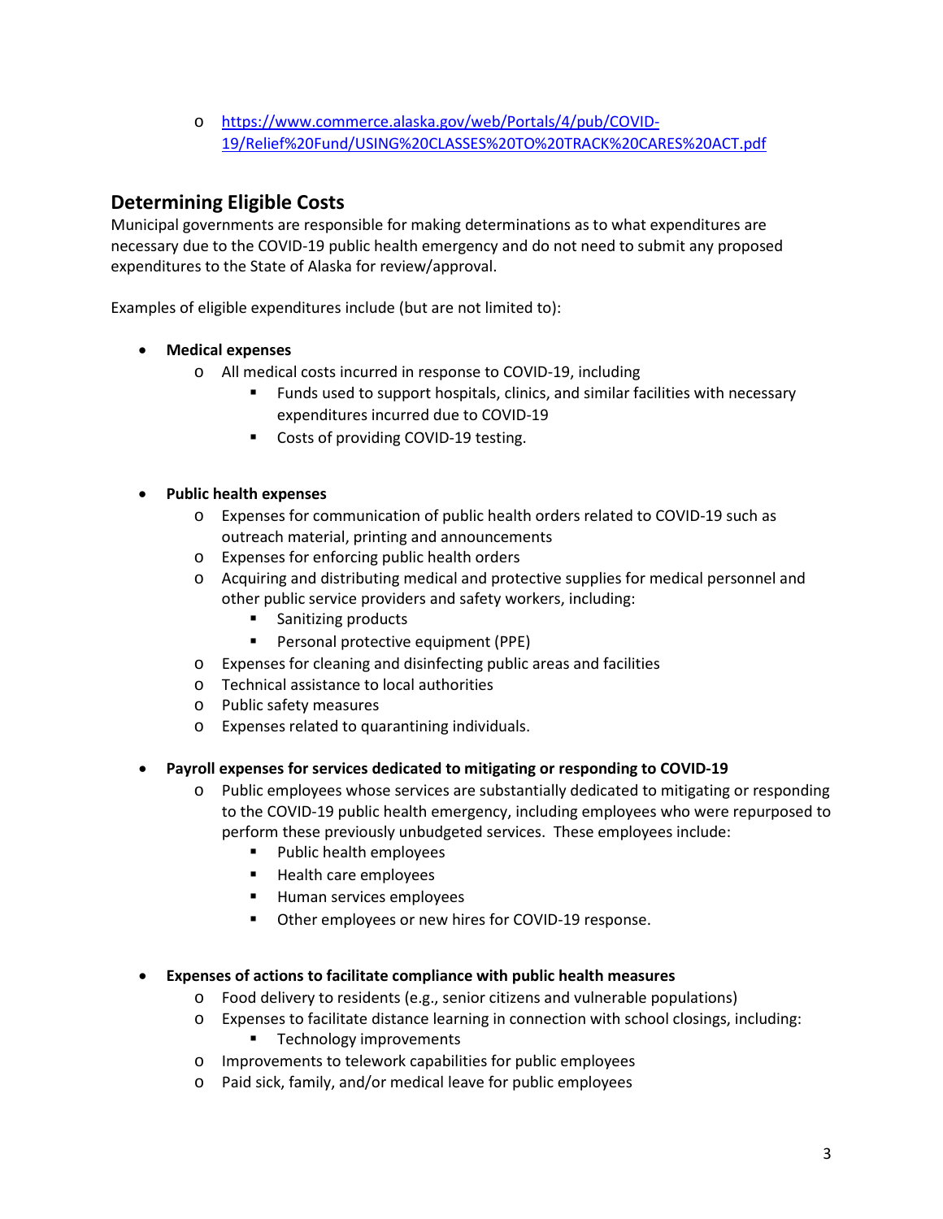- [https://www.commerce.alaska.gov/web/Portals/4/pub/COVID-19/Relief%20Fund/USING%20CLASSES%20TO%20TRACK%20CARES%20ACT.pdf](https://www.commerce.alaska.gov/web/Portals/4/pub/COVID-19/Relief%20Fund/USING%20CLASSES%20TO%20TRACK%20CARES%20ACT.pdf)

## Determining Eligible Costs

Municipal governments are responsible for making determinations as to what expenditures are necessary due to the COVID-19 public health emergency and do not need to submit any proposed expenditures to the State of Alaska for review/approval.

Examples of eligible expenditures include (but are not limited to):

- **Medical expenses**
  - All medical costs incurred in response to COVID-19, including
    - Funds used to support hospitals, clinics, and similar facilities with necessary expenditures incurred due to COVID-19
    - Costs of providing COVID-19 testing.

- **Public health expenses**
  - Expenses for communication of public health orders related to COVID-19 such as outreach material, printing and announcements
  - Expenses for enforcing public health orders
  - Acquiring and distributing medical and protective supplies for medical personnel and other public service providers and safety workers, including:
    - Sanitizing products
    - Personal protective equipment (PPE)
  - Expenses for cleaning and disinfecting public areas and facilities
  - Technical assistance to local authorities
  - Public safety measures
  - Expenses related to quarantining individuals.

- **Payroll expenses for services dedicated to mitigating or responding to COVID-19**
  - Public employees whose services are substantially dedicated to mitigating or responding to the COVID-19 public health emergency, including employees who were repurposed to perform these previously unbudgeted services. These employees include:
    - Public health employees
    - Health care employees
    - Human services employees
    - Other employees or new hires for COVID-19 response.

- **Expenses of actions to facilitate compliance with public health measures**
  - Food delivery to residents (e.g., senior citizens and vulnerable populations)
  - Expenses to facilitate distance learning in connection with school closings, including:
    - Technology improvements
  - Improvements to telework capabilities for public employees
  - Paid sick, family, and/or medical leave for public employees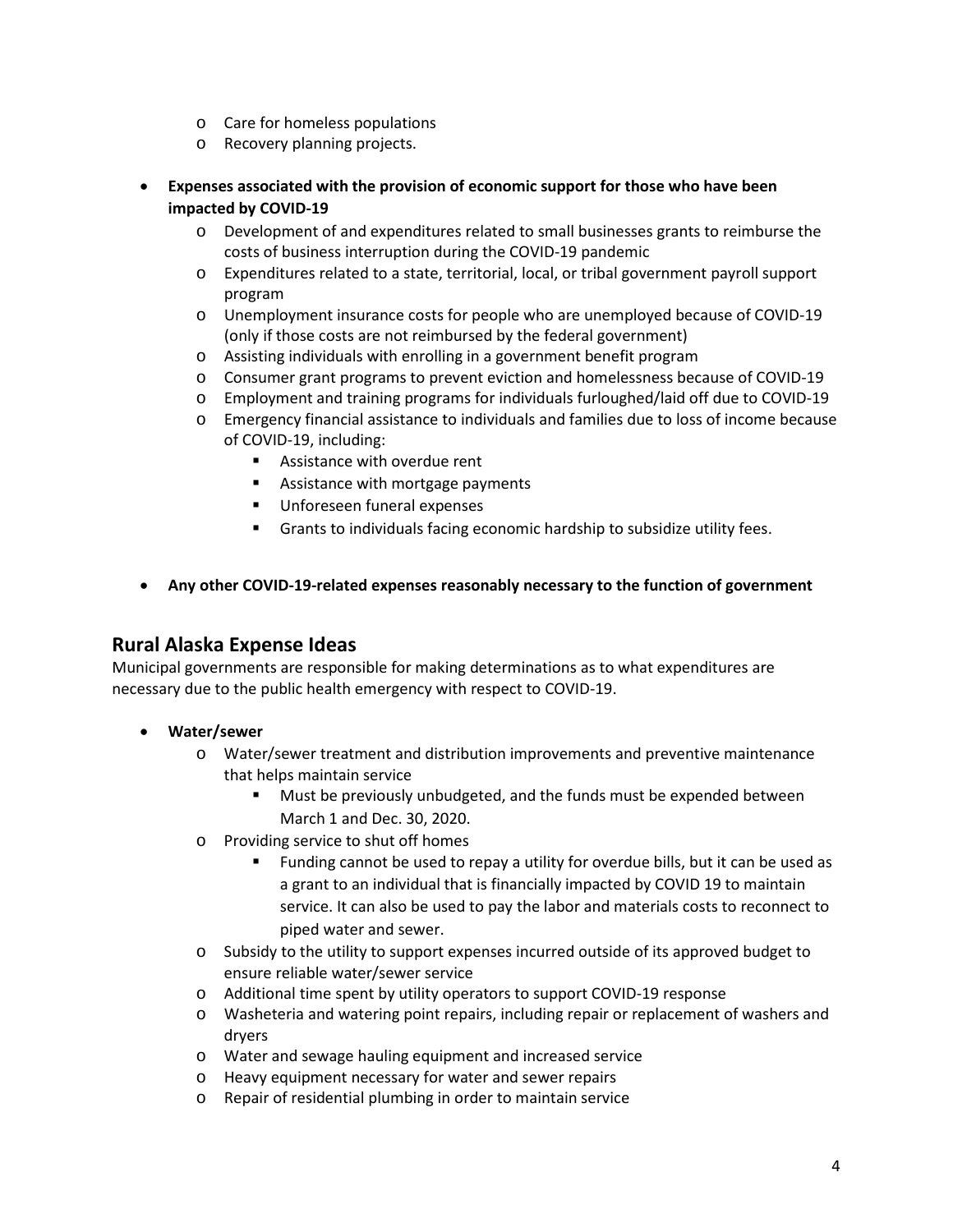- Care for homeless populations
  - Recovery planning projects.

- **Expenses associated with the provision of economic support for those who have been impacted by COVID-19**
  - Development of and expenditures related to small businesses grants to reimburse the costs of business interruption during the COVID-19 pandemic
  - Expenditures related to a state, territorial, local, or tribal government payroll support program
  - Unemployment insurance costs for people who are unemployed because of COVID-19 (only if those costs are not reimbursed by the federal government)
  - Assisting individuals with enrolling in a government benefit program
  - Consumer grant programs to prevent eviction and homelessness because of COVID-19
  - Employment and training programs for individuals furloughed/laid off due to COVID-19
  - Emergency financial assistance to individuals and families due to loss of income because of COVID-19, including:
    - Assistance with overdue rent
    - Assistance with mortgage payments
    - Unforeseen funeral expenses
    - Grants to individuals facing economic hardship to subsidize utility fees.

- **Any other COVID-19-related expenses reasonably necessary to the function of government**

## Rural Alaska Expense Ideas

Municipal governments are responsible for making determinations as to what expenditures are necessary due to the public health emergency with respect to COVID-19.

- **Water/sewer**
  - Water/sewer treatment and distribution improvements and preventive maintenance that helps maintain service
    - Must be previously unbudgeted, and the funds must be expended between March 1 and Dec. 30, 2020.
  - Providing service to shut off homes
    - Funding cannot be used to repay a utility for overdue bills, but it can be used as a grant to an individual that is financially impacted by COVID 19 to maintain service. It can also be used to pay the labor and materials costs to reconnect to piped water and sewer.
  - Subsidy to the utility to support expenses incurred outside of its approved budget to ensure reliable water/sewer service
  - Additional time spent by utility operators to support COVID-19 response
  - Washeteria and watering point repairs, including repair or replacement of washers and dryers
  - Water and sewage hauling equipment and increased service
  - Heavy equipment necessary for water and sewer repairs
  - Repair of residential plumbing in order to maintain service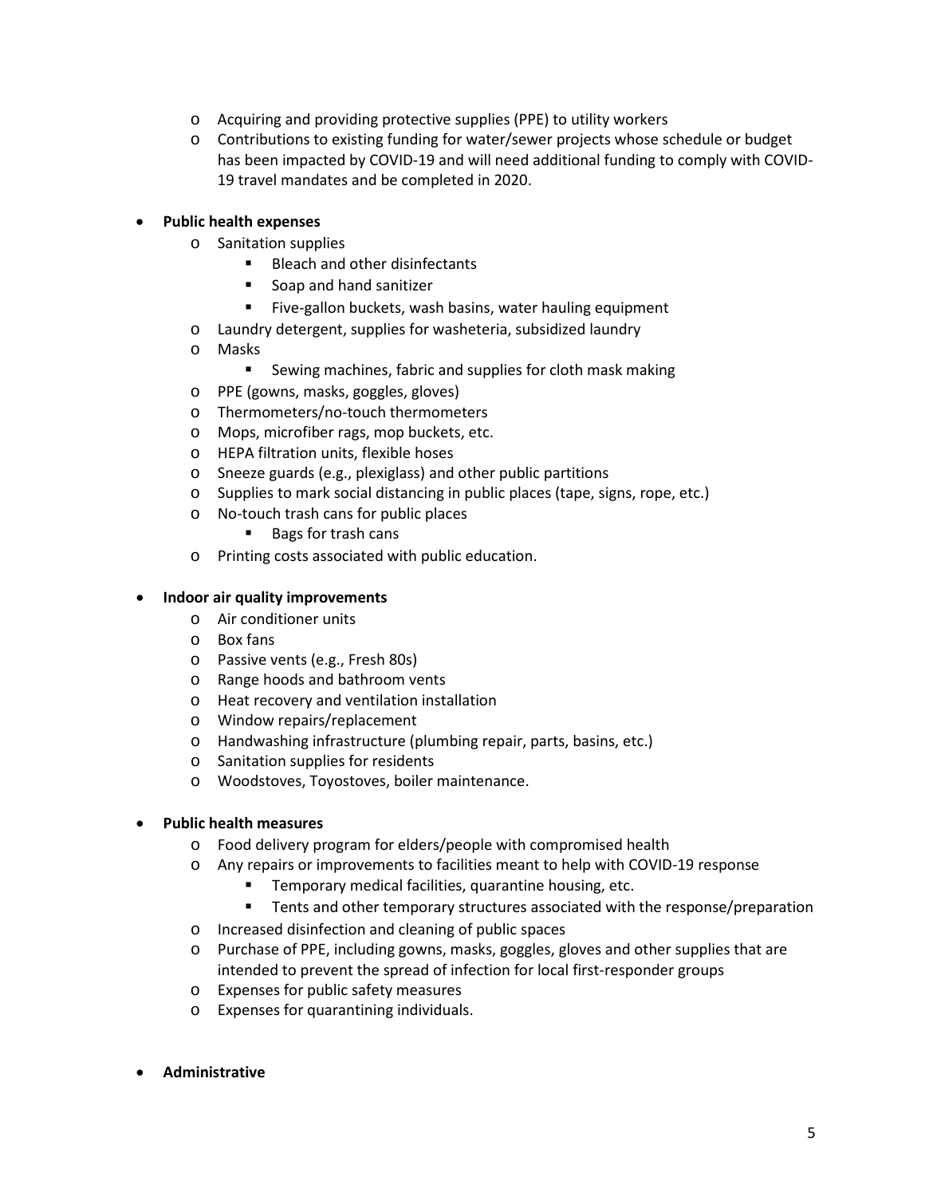- Acquiring and providing protective supplies (PPE) to utility workers
  - Contributions to existing funding for water/sewer projects whose schedule or budget has been impacted by COVID-19 and will need additional funding to comply with COVID-19 travel mandates and be completed in 2020.

- **Public health expenses**
  - Sanitation supplies
    - Bleach and other disinfectants
    - Soap and hand sanitizer
    - Five-gallon buckets, wash basins, water hauling equipment
  - Laundry detergent, supplies for washeteria, subsidized laundry
  - Masks
    - Sewing machines, fabric and supplies for cloth mask making
  - PPE (gowns, masks, goggles, gloves)
  - Thermometers/no-touch thermometers
  - Mops, microfiber rags, mop buckets, etc.
  - HEPA filtration units, flexible hoses
  - Sneeze guards (e.g., plexiglass) and other public partitions
  - Supplies to mark social distancing in public places (tape, signs, rope, etc.)
  - No-touch trash cans for public places
    - Bags for trash cans
  - Printing costs associated with public education.

- **Indoor air quality improvements**
  - Air conditioner units
  - Box fans
  - Passive vents (e.g., Fresh 80s)
  - Range hoods and bathroom vents
  - Heat recovery and ventilation installation
  - Window repairs/replacement
  - Handwashing infrastructure (plumbing repair, parts, basins, etc.)
  - Sanitation supplies for residents
  - Woodstoves, Toyostoves, boiler maintenance.

- **Public health measures**
  - Food delivery program for elders/people with compromised health
  - Any repairs or improvements to facilities meant to help with COVID-19 response
    - Temporary medical facilities, quarantine housing, etc.
    - Tents and other temporary structures associated with the response/preparation
  - Increased disinfection and cleaning of public spaces
  - Purchase of PPE, including gowns, masks, goggles, gloves and other supplies that are intended to prevent the spread of infection for local first-responder groups
  - Expenses for public safety measures
  - Expenses for quarantining individuals.

- **Administrative**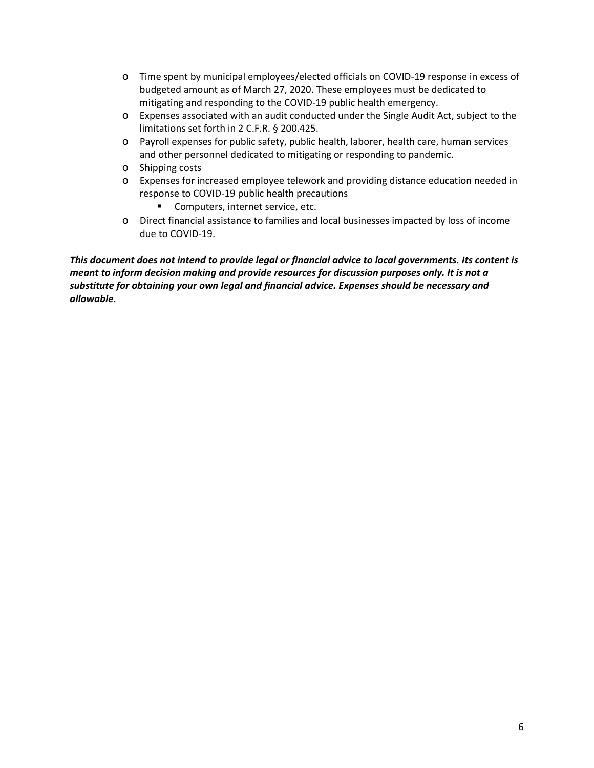- Time spent by municipal employees/elected officials on COVID-19 response in excess of budgeted amount as of March 27, 2020. These employees must be dedicated to mitigating and responding to the COVID-19 public health emergency.
- Expenses associated with an audit conducted under the Single Audit Act, subject to the limitations set forth in 2 C.F.R. § 200.425.
- Payroll expenses for public safety, public health, laborer, health care, human services and other personnel dedicated to mitigating or responding to pandemic.
- Shipping costs
- Expenses for increased employee telework and providing distance education needed in response to COVID-19 public health precautions
  - Computers, internet service, etc.
- Direct financial assistance to families and local businesses impacted by loss of income due to COVID-19.

***This document does not intend to provide legal or financial advice to local governments. Its content is meant to inform decision making and provide resources for discussion purposes only. It is not a substitute for obtaining your own legal and financial advice. Expenses should be necessary and allowable.***